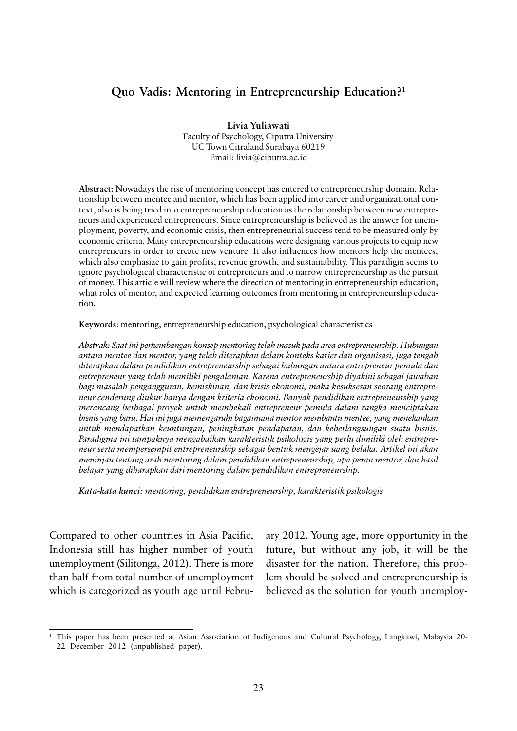# Quo Vadis: Mentoring in Entrepreneurship Education?[1]

**Livia Yuliawati**
Faculty of Psychology, Ciputra University
UC Town Citraland Surabaya 60219
Email: livia@ciputra.ac.id

**Abstract:** Nowadays the rise of mentoring concept has entered to entrepreneurship domain. Relationship between mentee and mentor, which has been applied into career and organizational context, also is being tried into entrepreneurship education as the relationship between new entrepreneurs and experienced entrepreneurs. Since entrepreneurship is believed as the answer for unemployment, poverty, and economic crisis, then entrepreneurial success tend to be measured only by economic criteria. Many entrepreneurship educations were designing various projects to equip new entrepreneurs in order to create new venture. It also influences how mentors help the mentees, which also emphasize to gain profits, revenue growth, and sustainability. This paradigm seems to ignore psychological characteristic of entrepreneurs and to narrow entrepreneurship as the pursuit of money. This article will review where the direction of mentoring in entrepreneurship education, what roles of mentor, and expected learning outcomes from mentoring in entrepreneurship education.

**Keywords**: mentoring, entrepreneurship education, psychological characteristics

***Abstrak:*** *Saat ini perkembangan konsep mentoring telah masuk pada area entrepreneurship. Hubungan antara mentee dan mentor, yang telah diterapkan dalam konteks karier dan organisasi, juga tengah diterapkan dalam pendidikan entrepreneurship sebagai hubungan antara entrepreneur pemula dan entrepreneur yang telah memiliki pengalaman. Karena entrepreneurship diyakini sebagai jawaban bagi masalah pengangguran, kemiskinan, dan krisis ekonomi, maka kesuksesan seorang entrepreneur cenderung diukur hanya dengan kriteria ekonomi. Banyak pendidikan entrepreneurship yang merancang berbagai proyek untuk membekali entrepreneur pemula dalam rangka menciptakan bisnis yang baru. Hal ini juga memengaruhi bagaimana mentor membantu mentee, yang menekankan untuk mendapatkan keuntungan, peningkatan pendapatan, dan keberlangsungan suatu bisnis. Paradigma ini tampaknya mengabaikan karakteristik psikologis yang perlu dimiliki oleh entrepreneur serta mempersempit entrepreneurship sebagai bentuk mengejar uang belaka. Artikel ini akan meninjau tentang arah mentoring dalam pendidikan entrepreneurship, apa peran mentor, dan hasil belajar yang diharapkan dari mentoring dalam pendidikan entrepreneurship.*

***Kata-kata kunci:*** *mentoring, pendidikan entrepreneurship, karakteristik psikologis*

Compared to other countries in Asia Pacific, Indonesia still has higher number of youth unemployment (Silitonga, 2012). There is more than half from total number of unemployment which is categorized as youth age until February 2012. Young age, more opportunity in the future, but without any job, it will be the disaster for the nation. Therefore, this problem should be solved and entrepreneurship is believed as the solution for youth unemploy-

[1] This paper has been presented at Asian Association of Indigenous and Cultural Psychology, Langkawi, Malaysia 20-22 December 2012 (unpublished paper).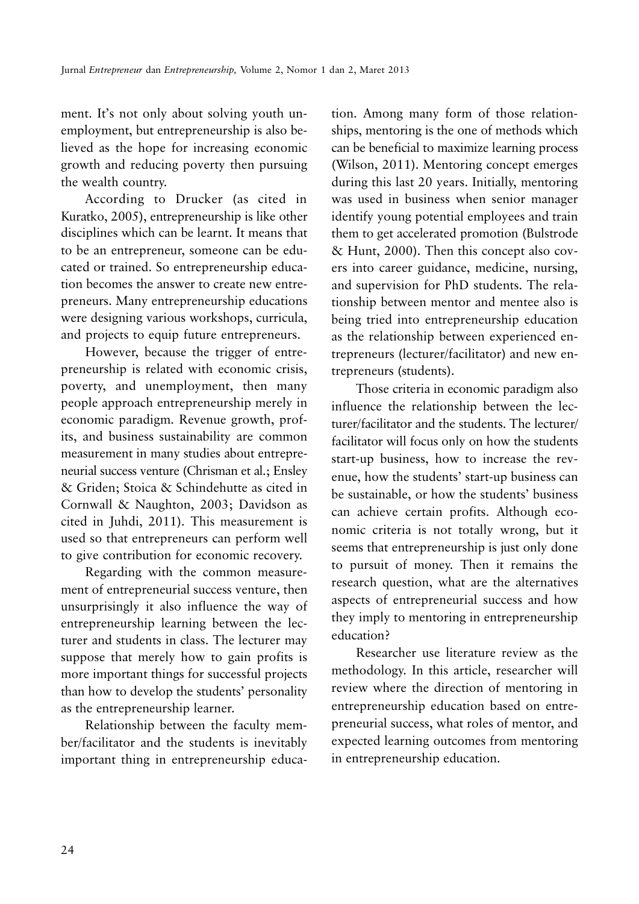ment. It's not only about solving youth unemployment, but entrepreneurship is also believed as the hope for increasing economic growth and reducing poverty then pursuing the wealth country.

According to Drucker (as cited in Kuratko, 2005), entrepreneurship is like other disciplines which can be learnt. It means that to be an entrepreneur, someone can be educated or trained. So entrepreneurship education becomes the answer to create new entrepreneurs. Many entrepreneurship educations were designing various workshops, curricula, and projects to equip future entrepreneurs.

However, because the trigger of entrepreneurship is related with economic crisis, poverty, and unemployment, then many people approach entrepreneurship merely in economic paradigm. Revenue growth, profits, and business sustainability are common measurement in many studies about entrepreneurial success venture (Chrisman et al.; Ensley & Griden; Stoica & Schindehutte as cited in Cornwall & Naughton, 2003; Davidson as cited in Juhdi, 2011). This measurement is used so that entrepreneurs can perform well to give contribution for economic recovery.

Regarding with the common measurement of entrepreneurial success venture, then unsurprisingly it also influence the way of entrepreneurship learning between the lecturer and students in class. The lecturer may suppose that merely how to gain profits is more important things for successful projects than how to develop the students' personality as the entrepreneurship learner.

Relationship between the faculty member/facilitator and the students is inevitably important thing in entrepreneurship education. Among many form of those relationships, mentoring is the one of methods which can be beneficial to maximize learning process (Wilson, 2011). Mentoring concept emerges during this last 20 years. Initially, mentoring was used in business when senior manager identify young potential employees and train them to get accelerated promotion (Bulstrode & Hunt, 2000). Then this concept also covers into career guidance, medicine, nursing, and supervision for PhD students. The relationship between mentor and mentee also is being tried into entrepreneurship education as the relationship between experienced entrepreneurs (lecturer/facilitator) and new entrepreneurs (students).

Those criteria in economic paradigm also influence the relationship between the lecturer/facilitator and the students. The lecturer/facilitator will focus only on how the students start-up business, how to increase the revenue, how the students' start-up business can be sustainable, or how the students' business can achieve certain profits. Although economic criteria is not totally wrong, but it seems that entrepreneurship is just only done to pursuit of money. Then it remains the research question, what are the alternatives aspects of entrepreneurial success and how they imply to mentoring in entrepreneurship education?

Researcher use literature review as the methodology. In this article, researcher will review where the direction of mentoring in entrepreneurship education based on entrepreneurial success, what roles of mentor, and expected learning outcomes from mentoring in entrepreneurship education.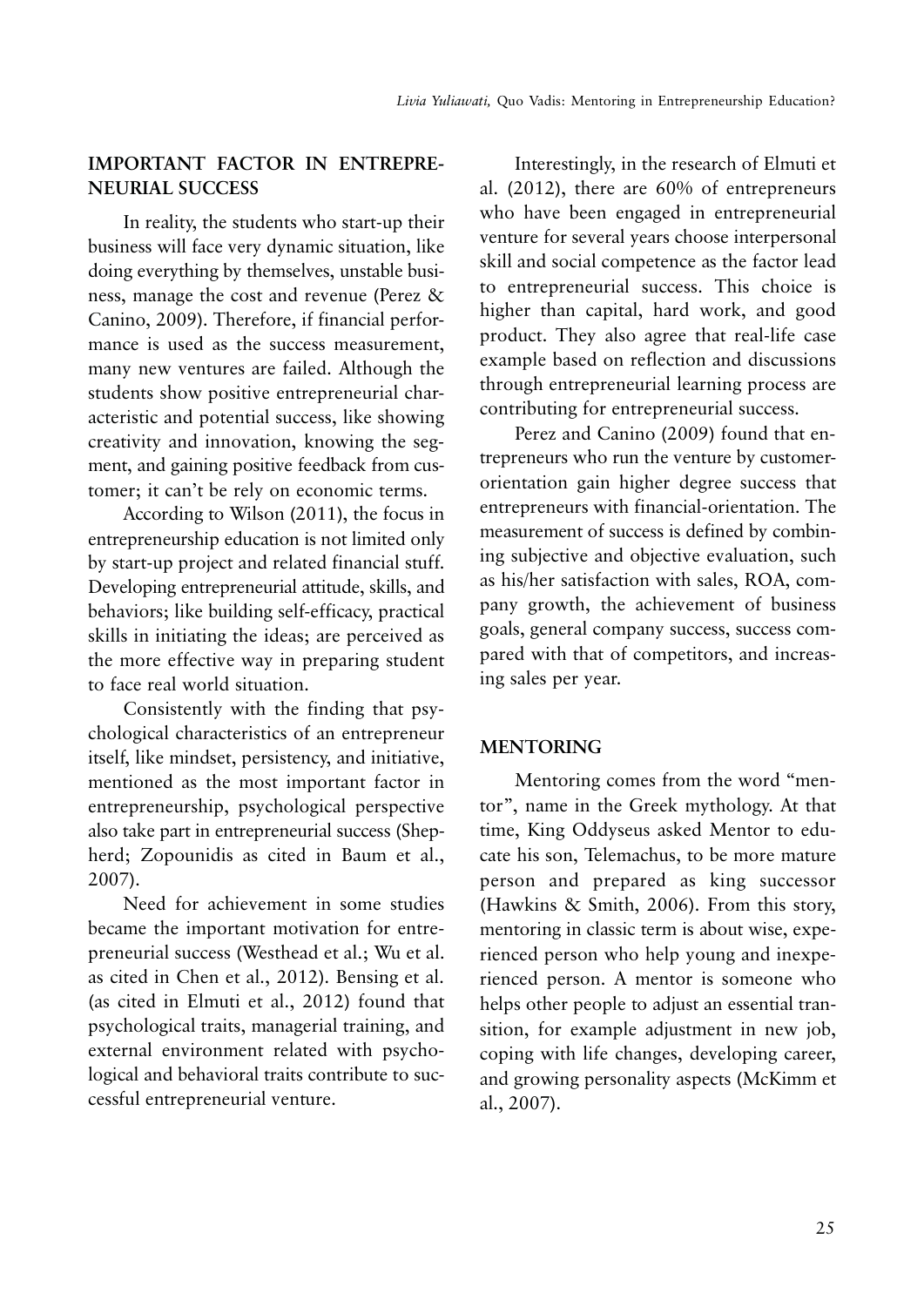## IMPORTANT FACTOR IN ENTREPRENEURIAL SUCCESS

In reality, the students who start-up their business will face very dynamic situation, like doing everything by themselves, unstable business, manage the cost and revenue (Perez & Canino, 2009). Therefore, if financial performance is used as the success measurement, many new ventures are failed. Although the students show positive entrepreneurial characteristic and potential success, like showing creativity and innovation, knowing the segment, and gaining positive feedback from customer; it can't be rely on economic terms.

According to Wilson (2011), the focus in entrepreneurship education is not limited only by start-up project and related financial stuff. Developing entrepreneurial attitude, skills, and behaviors; like building self-efficacy, practical skills in initiating the ideas; are perceived as the more effective way in preparing student to face real world situation.

Consistently with the finding that psychological characteristics of an entrepreneur itself, like mindset, persistency, and initiative, mentioned as the most important factor in entrepreneurship, psychological perspective also take part in entrepreneurial success (Shepherd; Zopounidis as cited in Baum et al., 2007).

Need for achievement in some studies became the important motivation for entrepreneurial success (Westhead et al.; Wu et al. as cited in Chen et al., 2012). Bensing et al. (as cited in Elmuti et al., 2012) found that psychological traits, managerial training, and external environment related with psychological and behavioral traits contribute to successful entrepreneurial venture.

Interestingly, in the research of Elmuti et al. (2012), there are 60% of entrepreneurs who have been engaged in entrepreneurial venture for several years choose interpersonal skill and social competence as the factor lead to entrepreneurial success. This choice is higher than capital, hard work, and good product. They also agree that real-life case example based on reflection and discussions through entrepreneurial learning process are contributing for entrepreneurial success.

Perez and Canino (2009) found that entrepreneurs who run the venture by customer-orientation gain higher degree success that entrepreneurs with financial-orientation. The measurement of success is defined by combining subjective and objective evaluation, such as his/her satisfaction with sales, ROA, company growth, the achievement of business goals, general company success, success compared with that of competitors, and increasing sales per year.

## MENTORING

Mentoring comes from the word "mentor", name in the Greek mythology. At that time, King Oddyseus asked Mentor to educate his son, Telemachus, to be more mature person and prepared as king successor (Hawkins & Smith, 2006). From this story, mentoring in classic term is about wise, experienced person who help young and inexperienced person. A mentor is someone who helps other people to adjust an essential transition, for example adjustment in new job, coping with life changes, developing career, and growing personality aspects (McKimm et al., 2007).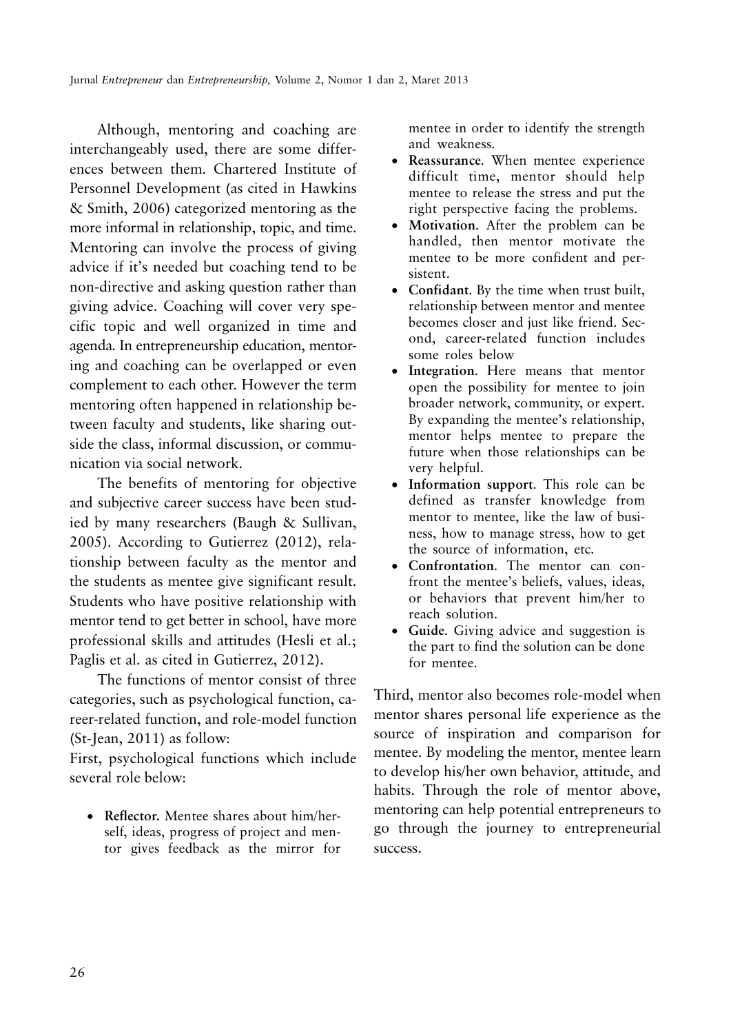Although, mentoring and coaching are interchangeably used, there are some differences between them. Chartered Institute of Personnel Development (as cited in Hawkins & Smith, 2006) categorized mentoring as the more informal in relationship, topic, and time. Mentoring can involve the process of giving advice if it's needed but coaching tend to be non-directive and asking question rather than giving advice. Coaching will cover very specific topic and well organized in time and agenda. In entrepreneurship education, mentoring and coaching can be overlapped or even complement to each other. However the term mentoring often happened in relationship between faculty and students, like sharing outside the class, informal discussion, or communication via social network.

The benefits of mentoring for objective and subjective career success have been studied by many researchers (Baugh & Sullivan, 2005). According to Gutierrez (2012), relationship between faculty as the mentor and the students as mentee give significant result. Students who have positive relationship with mentor tend to get better in school, have more professional skills and attitudes (Hesli et al.; Paglis et al. as cited in Gutierrez, 2012).

The functions of mentor consist of three categories, such as psychological function, career-related function, and role-model function (St-Jean, 2011) as follow:

First, psychological functions which include several role below:

- **Reflector.** Mentee shares about him/herself, ideas, progress of project and mentor gives feedback as the mirror for mentee in order to identify the strength and weakness.
- **Reassurance**. When mentee experience difficult time, mentor should help mentee to release the stress and put the right perspective facing the problems.
- **Motivation**. After the problem can be handled, then mentor motivate the mentee to be more confident and persistent.
- **Confidant**. By the time when trust built, relationship between mentor and mentee becomes closer and just like friend. Second, career-related function includes some roles below
- **Integration**. Here means that mentor open the possibility for mentee to join broader network, community, or expert. By expanding the mentee's relationship, mentor helps mentee to prepare the future when those relationships can be very helpful.
- **Information support**. This role can be defined as transfer knowledge from mentor to mentee, like the law of business, how to manage stress, how to get the source of information, etc.
- **Confrontation**. The mentor can confront the mentee's beliefs, values, ideas, or behaviors that prevent him/her to reach solution.
- **Guide**. Giving advice and suggestion is the part to find the solution can be done for mentee.

Third, mentor also becomes role-model when mentor shares personal life experience as the source of inspiration and comparison for mentee. By modeling the mentor, mentee learn to develop his/her own behavior, attitude, and habits. Through the role of mentor above, mentoring can help potential entrepreneurs to go through the journey to entrepreneurial success.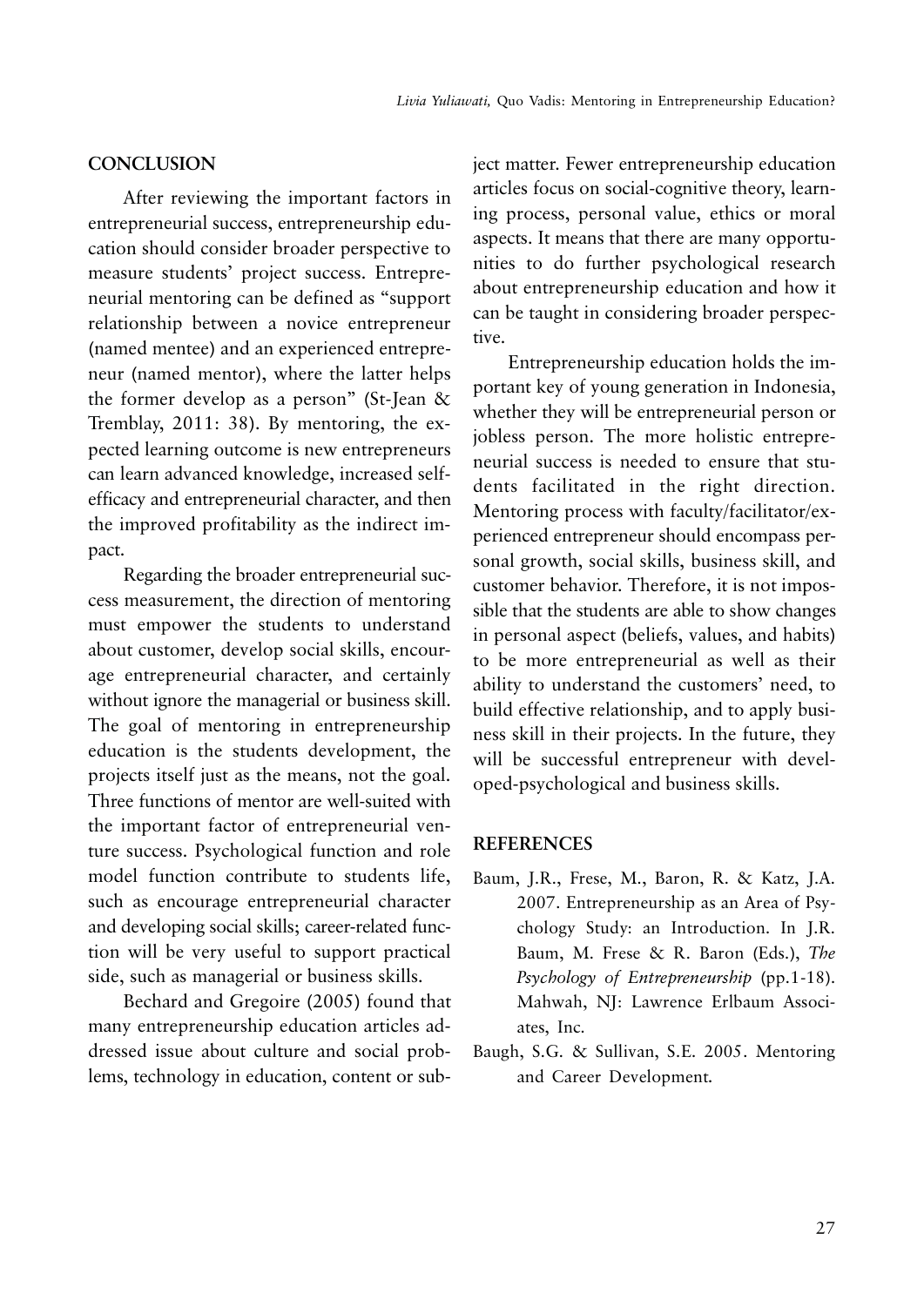## CONCLUSION

After reviewing the important factors in entrepreneurial success, entrepreneurship education should consider broader perspective to measure students' project success. Entrepreneurial mentoring can be defined as "support relationship between a novice entrepreneur (named mentee) and an experienced entrepreneur (named mentor), where the latter helps the former develop as a person" (St-Jean & Tremblay, 2011: 38). By mentoring, the expected learning outcome is new entrepreneurs can learn advanced knowledge, increased self-efficacy and entrepreneurial character, and then the improved profitability as the indirect impact.

Regarding the broader entrepreneurial success measurement, the direction of mentoring must empower the students to understand about customer, develop social skills, encourage entrepreneurial character, and certainly without ignore the managerial or business skill. The goal of mentoring in entrepreneurship education is the students development, the projects itself just as the means, not the goal. Three functions of mentor are well-suited with the important factor of entrepreneurial venture success. Psychological function and role model function contribute to students life, such as encourage entrepreneurial character and developing social skills; career-related function will be very useful to support practical side, such as managerial or business skills.

Bechard and Gregoire (2005) found that many entrepreneurship education articles addressed issue about culture and social problems, technology in education, content or subject matter. Fewer entrepreneurship education articles focus on social-cognitive theory, learning process, personal value, ethics or moral aspects. It means that there are many opportunities to do further psychological research about entrepreneurship education and how it can be taught in considering broader perspective.

Entrepreneurship education holds the important key of young generation in Indonesia, whether they will be entrepreneurial person or jobless person. The more holistic entrepreneurial success is needed to ensure that students facilitated in the right direction. Mentoring process with faculty/facilitator/experienced entrepreneur should encompass personal growth, social skills, business skill, and customer behavior. Therefore, it is not impossible that the students are able to show changes in personal aspect (beliefs, values, and habits) to be more entrepreneurial as well as their ability to understand the customers' need, to build effective relationship, and to apply business skill in their projects. In the future, they will be successful entrepreneur with developed-psychological and business skills.

## REFERENCES

Baum, J.R., Frese, M., Baron, R. & Katz, J.A. 2007. Entrepreneurship as an Area of Psychology Study: an Introduction. In J.R. Baum, M. Frese & R. Baron (Eds.), *The Psychology of Entrepreneurship* (pp.1-18). Mahwah, NJ: Lawrence Erlbaum Associates, Inc.

Baugh, S.G. & Sullivan, S.E. 2005. Mentoring and Career Development.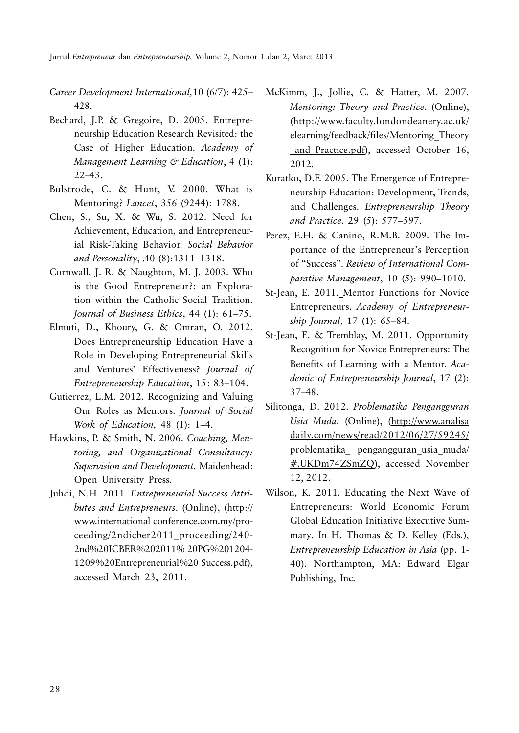*Career Development International*, 10 (6/7): 425–428.

Bechard, J.P. & Gregoire, D. 2005. Entrepreneurship Education Research Revisited: the Case of Higher Education. *Academy of Management Learning & Education*, 4 (1): 22–43.

Bulstrode, C. & Hunt, V. 2000. What is Mentoring? *Lancet*, 356 (9244): 1788.

Chen, S., Su, X. & Wu, S. 2012. Need for Achievement, Education, and Entrepreneurial Risk-Taking Behavior. *Social Behavior and Personality*, 40 (8):1311–1318.

Cornwall, J. R. & Naughton, M. J. 2003. Who is the Good Entrepreneur?: an Exploration within the Catholic Social Tradition. *Journal of Business Ethics*, 44 (1): 61–75.

Elmuti, D., Khoury, G. & Omran, O. 2012. Does Entrepreneurship Education Have a Role in Developing Entrepreneurial Skills and Ventures' Effectiveness? *Journal of Entrepreneurship Education*, 15: 83–104.

Gutierrez, L.M. 2012. Recognizing and Valuing Our Roles as Mentors. *Journal of Social Work of Education,* 48 (1): 1–4.

Hawkins, P. & Smith, N. 2006. *Coaching, Mentoring, and Organizational Consultancy: Supervision and Development*. Maidenhead: Open University Press.

Juhdi, N.H. 2011. *Entrepreneurial Success Attributes and Entrepreneurs*. (Online), (http://www.international conference.com.my/proceeding/2ndicber2011_proceeding/240-2nd%20ICBER%202011% 20PG%201204-1209%20Entrepreneurial%20 Success.pdf), accessed March 23, 2011.

McKimm, J., Jollie, C. & Hatter, M. 2007. *Mentoring: Theory and Practice*. (Online), (http://www.faculty.londondeanery.ac.uk/elearning/feedback/files/Mentoring_Theory_and_Practice.pdf), accessed October 16, 2012.

Kuratko, D.F. 2005. The Emergence of Entrepreneurship Education: Development, Trends, and Challenges. *Entrepreneurship Theory and Practice*. 29 (5): 577–597.

Perez, E.H. & Canino, R.M.B. 2009. The Importance of the Entrepreneur's Perception of "Success". *Review of International Comparative Management*, 10 (5): 990–1010.

St-Jean, E. 2011. Mentor Functions for Novice Entrepreneurs. *Academy of Entrepreneurship Journal*, 17 (1): 65–84.

St-Jean, E. & Tremblay, M. 2011. Opportunity Recognition for Novice Entrepreneurs: The Benefits of Learning with a Mentor. *Academic of Entrepreneurship Journal*, 17 (2): 37–48.

Silitonga, D. 2012. *Problematika Pengangguran Usia Muda*. (Online), (http://www.analisadaily.com/news/read/2012/06/27/59245/problematika_ pengangguran_usia_muda/#.UKDm74ZSmZQ), accessed November 12, 2012.

Wilson, K. 2011. Educating the Next Wave of Entrepreneurs: World Economic Forum Global Education Initiative Executive Summary. In H. Thomas & D. Kelley (Eds.), *Entrepreneurship Education in Asia* (pp. 1-40). Northampton, MA: Edward Elgar Publishing, Inc.